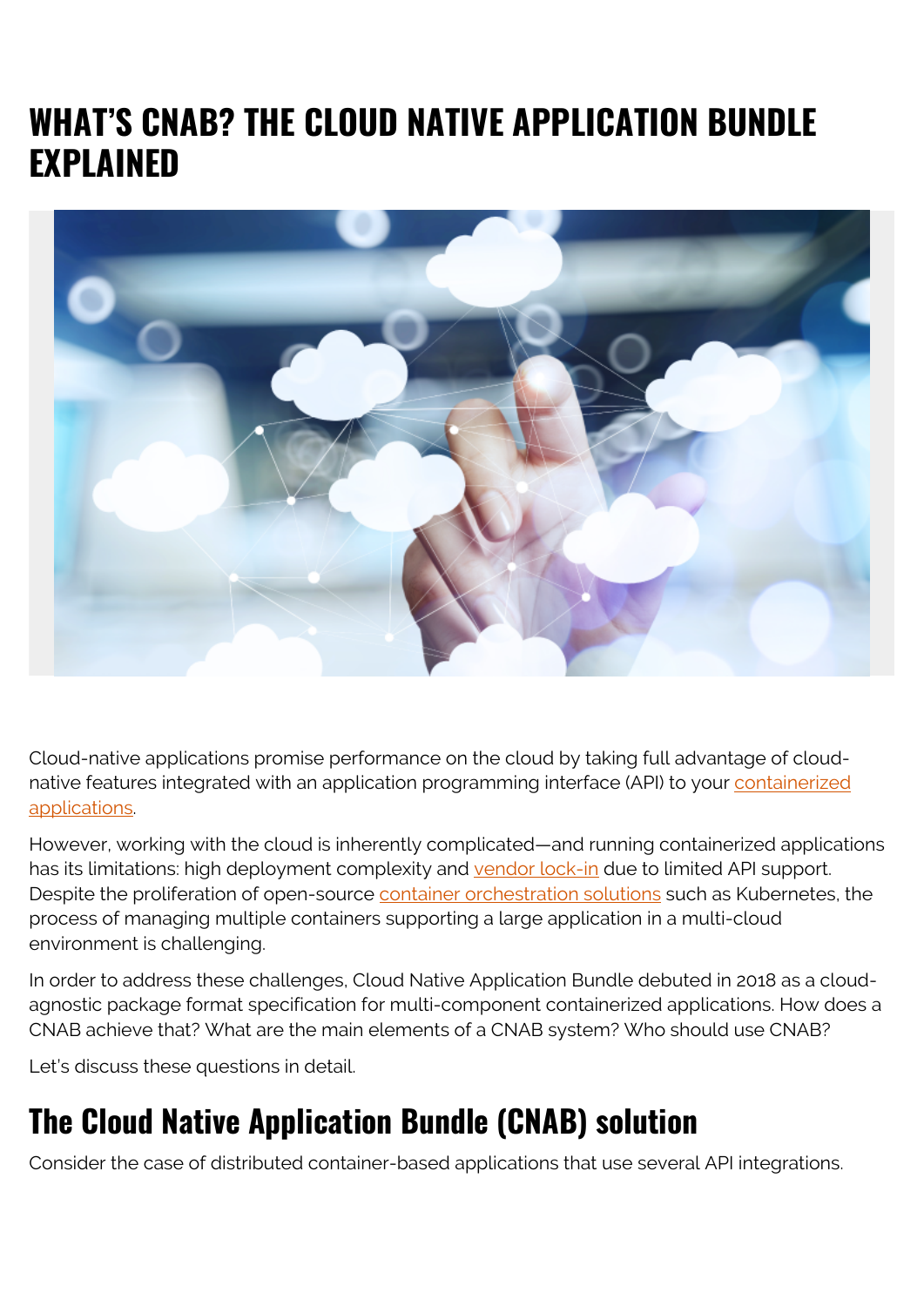# WHAT'S CNAB? THE CLOUD NATIVE APPLICATION BUNDLE EXPLAINED

Cloud-native applications promise performance on the cloud by taking full advantage of cloud-native features integrated with an application programming interface (API) to your containerized applications.

However, working with the cloud is inherently complicated—and running containerized applications has its limitations: high deployment complexity and vendor lock-in due to limited API support. Despite the proliferation of open-source container orchestration solutions such as Kubernetes, the process of managing multiple containers supporting a large application in a multi-cloud environment is challenging.

In order to address these challenges, Cloud Native Application Bundle debuted in 2018 as a cloud-agnostic package format specification for multi-component containerized applications. How does a CNAB achieve that? What are the main elements of a CNAB system? Who should use CNAB?

Let's discuss these questions in detail.

## The Cloud Native Application Bundle (CNAB) solution

Consider the case of distributed container-based applications that use several API integrations.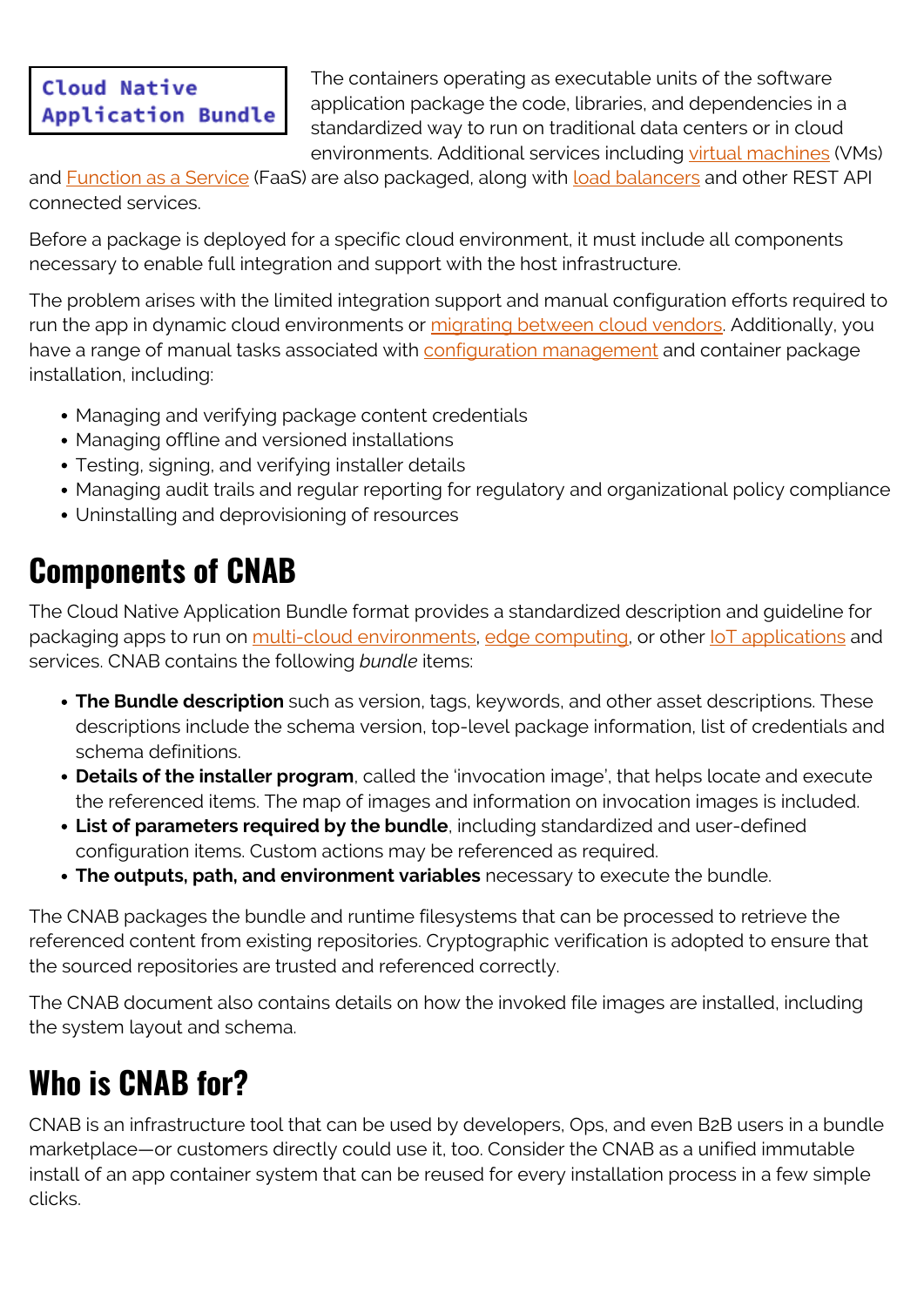Cloud Native Application Bundle

The containers operating as executable units of the software application package the code, libraries, and dependencies in a standardized way to run on traditional data centers or in cloud environments. Additional services including virtual machines (VMs) and Function as a Service (FaaS) are also packaged, along with load balancers and other REST API connected services.

Before a package is deployed for a specific cloud environment, it must include all components necessary to enable full integration and support with the host infrastructure.

The problem arises with the limited integration support and manual configuration efforts required to run the app in dynamic cloud environments or migrating between cloud vendors. Additionally, you have a range of manual tasks associated with configuration management and container package installation, including:

- Managing and verifying package content credentials
- Managing offline and versioned installations
- Testing, signing, and verifying installer details
- Managing audit trails and regular reporting for regulatory and organizational policy compliance
- Uninstalling and deprovisioning of resources

## Components of CNAB

The Cloud Native Application Bundle format provides a standardized description and guideline for packaging apps to run on multi-cloud environments, edge computing, or other IoT applications and services. CNAB contains the following *bundle* items:

- **The Bundle description** such as version, tags, keywords, and other asset descriptions. These descriptions include the schema version, top-level package information, list of credentials and schema definitions.
- **Details of the installer program**, called the 'invocation image', that helps locate and execute the referenced items. The map of images and information on invocation images is included.
- **List of parameters required by the bundle**, including standardized and user-defined configuration items. Custom actions may be referenced as required.
- **The outputs, path, and environment variables** necessary to execute the bundle.

The CNAB packages the bundle and runtime filesystems that can be processed to retrieve the referenced content from existing repositories. Cryptographic verification is adopted to ensure that the sourced repositories are trusted and referenced correctly.

The CNAB document also contains details on how the invoked file images are installed, including the system layout and schema.

## Who is CNAB for?

CNAB is an infrastructure tool that can be used by developers, Ops, and even B2B users in a bundle marketplace—or customers directly could use it, too. Consider the CNAB as a unified immutable install of an app container system that can be reused for every installation process in a few simple clicks.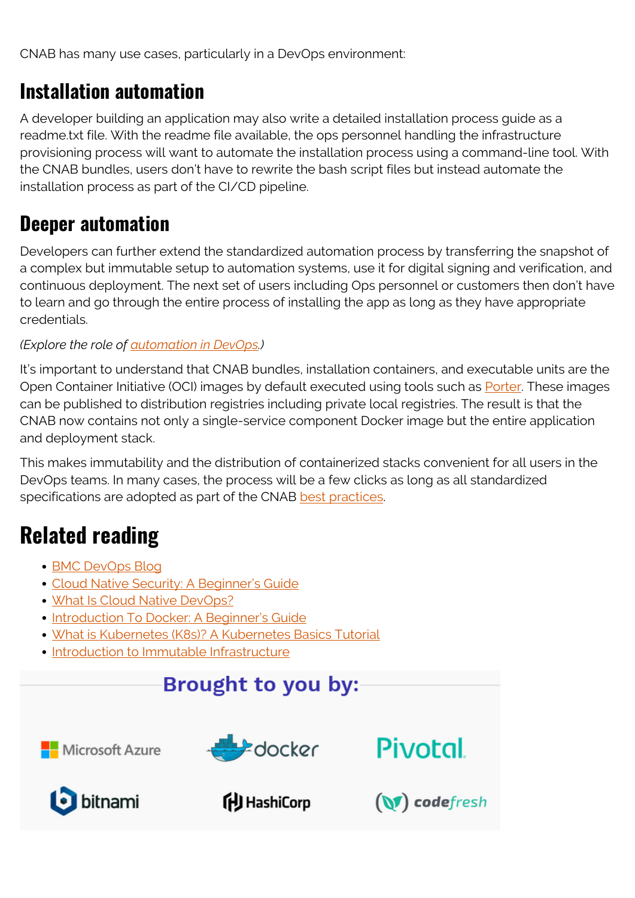CNAB has many use cases, particularly in a DevOps environment:

## Installation automation

A developer building an application may also write a detailed installation process guide as a readme.txt file. With the readme file available, the ops personnel handling the infrastructure provisioning process will want to automate the installation process using a command-line tool. With the CNAB bundles, users don't have to rewrite the bash script files but instead automate the installation process as part of the CI/CD pipeline.

## Deeper automation

Developers can further extend the standardized automation process by transferring the snapshot of a complex but immutable setup to automation systems, use it for digital signing and verification, and continuous deployment. The next set of users including Ops personnel or customers then don't have to learn and go through the entire process of installing the app as long as they have appropriate credentials.

*(Explore the role of automation in DevOps.)*

It's important to understand that CNAB bundles, installation containers, and executable units are the Open Container Initiative (OCI) images by default executed using tools such as Porter. These images can be published to distribution registries including private local registries. The result is that the CNAB now contains not only a single-service component Docker image but the entire application and deployment stack.

This makes immutability and the distribution of containerized stacks convenient for all users in the DevOps teams. In many cases, the process will be a few clicks as long as all standardized specifications are adopted as part of the CNAB best practices.

# Related reading

- BMC DevOps Blog
- Cloud Native Security: A Beginner's Guide
- What Is Cloud Native DevOps?
- Introduction To Docker: A Beginner's Guide
- What is Kubernetes (K8s)? A Kubernetes Basics Tutorial
- Introduction to Immutable Infrastructure

Brought to you by:

Microsoft Azure
docker
Pivotal
bitnami
HashiCorp
codefresh